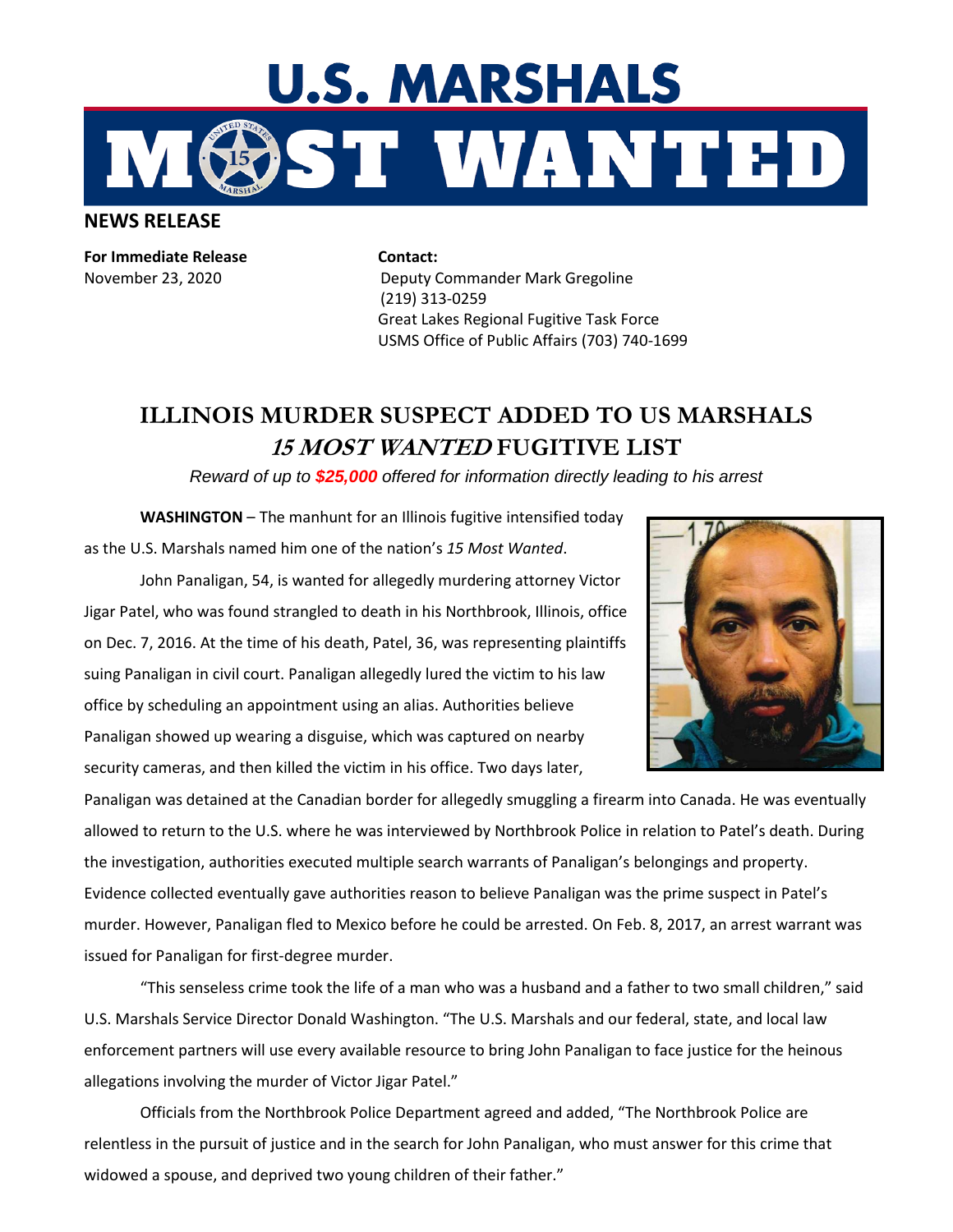# U.S. MARSHALS MOST WANTED

## NEWS RELEASE

**For Immediate Release**
November 23, 2020

**Contact:**
Deputy Commander Mark Gregoline
(219) 313-0259
Great Lakes Regional Fugitive Task Force
USMS Office of Public Affairs (703) 740-1699

## ILLINOIS MURDER SUSPECT ADDED TO US MARSHALS *15 MOST WANTED* FUGITIVE LIST

*Reward of up to **$25,000** offered for information directly leading to his arrest*

**WASHINGTON** – The manhunt for an Illinois fugitive intensified today as the U.S. Marshals named him one of the nation's *15 Most Wanted*.

John Panaligan, 54, is wanted for allegedly murdering attorney Victor Jigar Patel, who was found strangled to death in his Northbrook, Illinois, office on Dec. 7, 2016. At the time of his death, Patel, 36, was representing plaintiffs suing Panaligan in civil court. Panaligan allegedly lured the victim to his law office by scheduling an appointment using an alias. Authorities believe Panaligan showed up wearing a disguise, which was captured on nearby security cameras, and then killed the victim in his office. Two days later, Panaligan was detained at the Canadian border for allegedly smuggling a firearm into Canada. He was eventually allowed to return to the U.S. where he was interviewed by Northbrook Police in relation to Patel's death. During the investigation, authorities executed multiple search warrants of Panaligan's belongings and property. Evidence collected eventually gave authorities reason to believe Panaligan was the prime suspect in Patel's murder. However, Panaligan fled to Mexico before he could be arrested. On Feb. 8, 2017, an arrest warrant was issued for Panaligan for first-degree murder.

"This senseless crime took the life of a man who was a husband and a father to two small children," said U.S. Marshals Service Director Donald Washington. "The U.S. Marshals and our federal, state, and local law enforcement partners will use every available resource to bring John Panaligan to face justice for the heinous allegations involving the murder of Victor Jigar Patel."

Officials from the Northbrook Police Department agreed and added, "The Northbrook Police are relentless in the pursuit of justice and in the search for John Panaligan, who must answer for this crime that widowed a spouse, and deprived two young children of their father."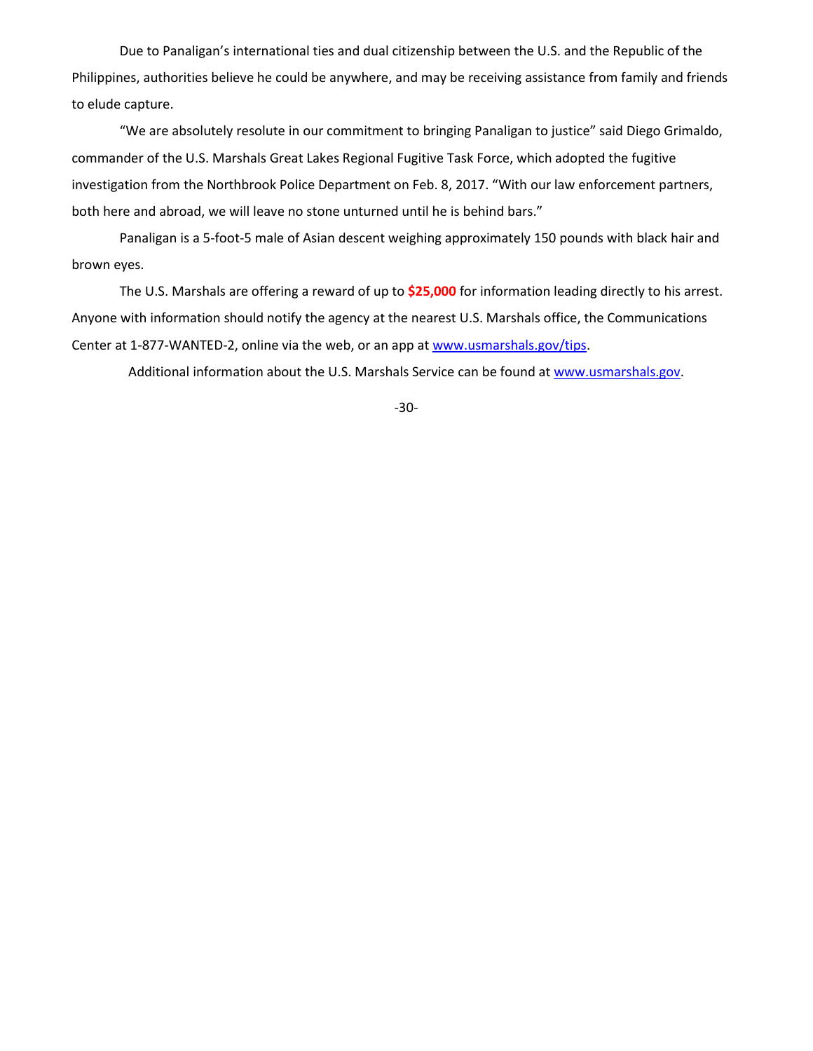Due to Panaligan's international ties and dual citizenship between the U.S. and the Republic of the Philippines, authorities believe he could be anywhere, and may be receiving assistance from family and friends to elude capture.

"We are absolutely resolute in our commitment to bringing Panaligan to justice" said Diego Grimaldo, commander of the U.S. Marshals Great Lakes Regional Fugitive Task Force, which adopted the fugitive investigation from the Northbrook Police Department on Feb. 8, 2017. "With our law enforcement partners, both here and abroad, we will leave no stone unturned until he is behind bars."

Panaligan is a 5-foot-5 male of Asian descent weighing approximately 150 pounds with black hair and brown eyes.

The U.S. Marshals are offering a reward of up to **$25,000** for information leading directly to his arrest. Anyone with information should notify the agency at the nearest U.S. Marshals office, the Communications Center at 1-877-WANTED-2, online via the web, or an app at [www.usmarshals.gov/tips](www.usmarshals.gov/tips).

Additional information about the U.S. Marshals Service can be found at [www.usmarshals.gov](www.usmarshals.gov).

-30-